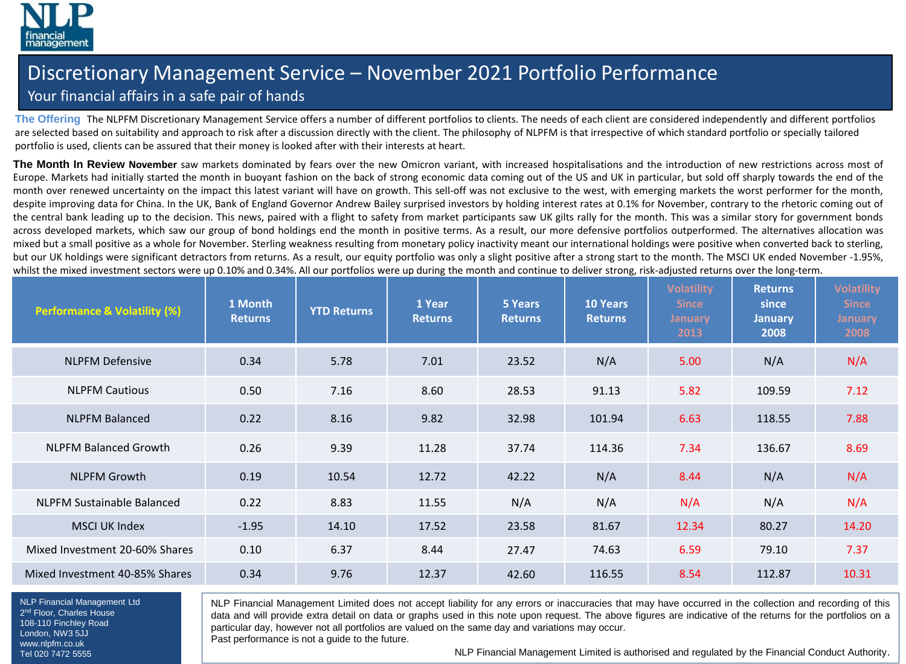NLP financial management

# Discretionary Management Service – November 2021 Portfolio Performance

## Your financial affairs in a safe pair of hands

**The Offering** The NLPFM Discretionary Management Service offers a number of different portfolios to clients. The needs of each client are considered independently and different portfolios are selected based on suitability and approach to risk after a discussion directly with the client. The philosophy of NLPFM is that irrespective of which standard portfolio or specially tailored portfolio is used, clients can be assured that their money is looked after with their interests at heart.

**The Month In Review** **November** saw markets dominated by fears over the new Omicron variant, with increased hospitalisations and the introduction of new restrictions across most of Europe. Markets had initially started the month in buoyant fashion on the back of strong economic data coming out of the US and UK in particular, but sold off sharply towards the end of the month over renewed uncertainty on the impact this latest variant will have on growth. This sell-off was not exclusive to the west, with emerging markets the worst performer for the month, despite improving data for China. In the UK, Bank of England Governor Andrew Bailey surprised investors by holding interest rates at 0.1% for November, contrary to the rhetoric coming out of the central bank leading up to the decision. This news, paired with a flight to safety from market participants saw UK gilts rally for the month. This was a similar story for government bonds across developed markets, which saw our group of bond holdings end the month in positive terms. As a result, our more defensive portfolios outperformed. The alternatives allocation was mixed but a small positive as a whole for November. Sterling weakness resulting from monetary policy inactivity meant our international holdings were positive when converted back to sterling, but our UK holdings were significant detractors from returns. As a result, our equity portfolio was only a slight positive after a strong start to the month. The MSCI UK ended November -1.95%, whilst the mixed investment sectors were up 0.10% and 0.34%. All our portfolios were up during the month and continue to deliver strong, risk-adjusted returns over the long-term.

| Performance & Volatility (%) | 1 Month Returns | YTD Returns | 1 Year Returns | 5 Years Returns | 10 Years Returns | Volatility Since January 2013 | Returns since January 2008 | Volatility Since January 2008 |
|---|---|---|---|---|---|---|---|---|
| NLPFM Defensive | 0.34 | 5.78 | 7.01 | 23.52 | N/A | 5.00 | N/A | N/A |
| NLPFM Cautious | 0.50 | 7.16 | 8.60 | 28.53 | 91.13 | 5.82 | 109.59 | 7.12 |
| NLPFM Balanced | 0.22 | 8.16 | 9.82 | 32.98 | 101.94 | 6.63 | 118.55 | 7.88 |
| NLPFM Balanced Growth | 0.26 | 9.39 | 11.28 | 37.74 | 114.36 | 7.34 | 136.67 | 8.69 |
| NLPFM Growth | 0.19 | 10.54 | 12.72 | 42.22 | N/A | 8.44 | N/A | N/A |
| NLPFM Sustainable Balanced | 0.22 | 8.83 | 11.55 | N/A | N/A | N/A | N/A | N/A |
| MSCI UK Index | -1.95 | 14.10 | 17.52 | 23.58 | 81.67 | 12.34 | 80.27 | 14.20 |
| Mixed Investment 20-60% Shares | 0.10 | 6.37 | 8.44 | 27.47 | 74.63 | 6.59 | 79.10 | 7.37 |
| Mixed Investment 40-85% Shares | 0.34 | 9.76 | 12.37 | 42.60 | 116.55 | 8.54 | 112.87 | 10.31 |

NLP Financial Management Ltd
2nd Floor, Charles House
108-110 Finchley Road
London, NW3 5JJ
www.nlpfm.co.uk
Tel 020 7472 5555

NLP Financial Management Limited does not accept liability for any errors or inaccuracies that may have occurred in the collection and recording of this data and will provide extra detail on data or graphs used in this note upon request. The above figures are indicative of the returns for the portfolios on a particular day, however not all portfolios are valued on the same day and variations may occur.
Past performance is not a guide to the future.

NLP Financial Management Limited is authorised and regulated by the Financial Conduct Authority.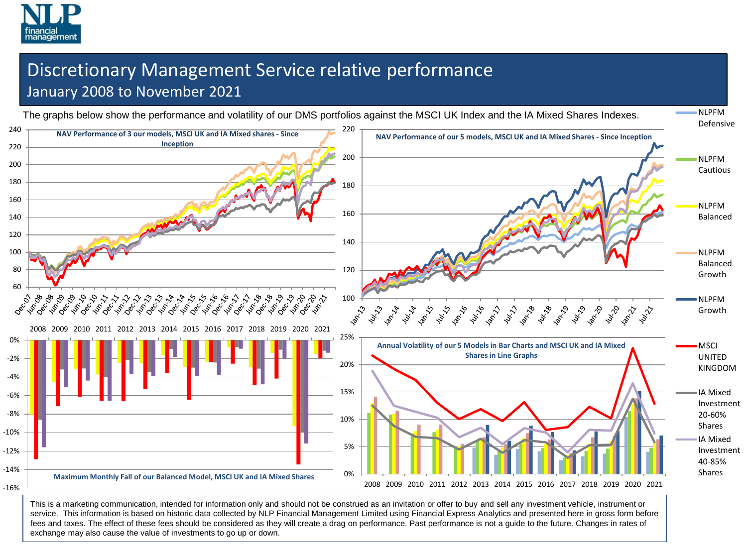# Discretionary Management Service relative performance

## January 2008 to November 2021

The graphs below show the performance and volatility of our DMS portfolios against the MSCI UK Index and the IA Mixed Shares Indexes.

**NAV Performance of 3 our models, MSCI UK and IA Mixed shares - Since Inception**

240
220
200
180
160
140
120
100
80
60

Dec-07 Jun-08 Dec-08 Jun-09 Dec-09 Jun-10 Dec-10 Jun-11 Dec-11 Jun-12 Dec-12 Jun-13 Dec-13 Jun-14 Dec-14 Jun-15 Dec-15 Jun-16 Dec-16 Jun-17 Dec-17 Jun-18 Dec-18 Jun-19 Dec-19 Jun-20 Dec-20 Jun-21

**NAV Performance of our 5 models, MSCI UK and IA Mixed Shares - Since Inception**

220
200
180
160
140
120
100

Jan-13 Jul-13 Jan-14 Jul-14 Jan-15 Jul-15 Jan-16 Jul-16 Jan-17 Jul-17 Jan-18 Jul-18 Jan-19 Jul-19 Jan-20 Jul-20 Jan-21 Jul-21

NLPFM Defensive

NLPFM Cautious

NLPFM Balanced

NLPFM Balanced Growth

NLPFM Growth

MSCI UNITED KINGDOM

IA Mixed Investment 20-60% Shares

IA Mixed Investment 40-85% Shares

**Maximum Monthly Fall of our Balanced Model, MSCI UK and IA Mixed Shares**

2008 2009 2010 2011 2012 2013 2014 2015 2016 2017 2018 2019 2020 2021

0%
-2%
-4%
-6%
-8%
-10%
-12%
-14%
-16%

**Annual Volatility of our 5 Models in Bar Charts and MSCI UK and IA Mixed Shares in Line Graphs**

25%
20%
15%
10%
5%
0%

2008 2009 2010 2011 2012 2013 2014 2015 2016 2017 2018 2019 2020 2021

This is a marketing communication, intended for information only and should not be construed as an invitation or offer to buy and sell any investment vehicle, instrument or service. This information is based on historic data collected by NLP Financial Management Limited using Financial Express Analytics and presented here in gross form before fees and taxes. The effect of these fees should be considered as they will create a drag on performance. Past performance is not a guide to the future. Changes in rates of exchange may also cause the value of investments to go up or down.